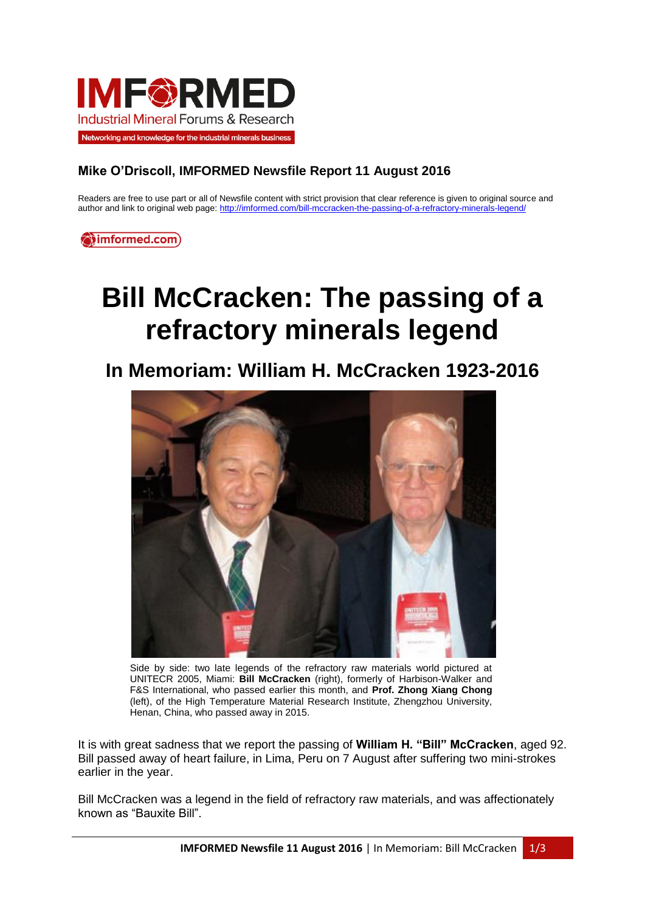IMFORMED
Industrial Mineral Forums & Research
Networking and knowledge for the industrial minerals business

**Mike O'Driscoll, IMFORMED Newsfile Report 11 August 2016**

Readers are free to use part or all of Newsfile content with strict provision that clear reference is given to original source and author and link to original web page: http://imformed.com/bill-mccracken-the-passing-of-a-refractory-minerals-legend/

imformed.com

# Bill McCracken: The passing of a refractory minerals legend

## In Memoriam: William H. McCracken 1923-2016

Side by side: two late legends of the refractory raw materials world pictured at UNITECR 2005, Miami: **Bill McCracken** (right), formerly of Harbison-Walker and F&S International, who passed earlier this month, and **Prof. Zhong Xiang Chong** (left), of the High Temperature Material Research Institute, Zhengzhou University, Henan, China, who passed away in 2015.

It is with great sadness that we report the passing of **William H. "Bill" McCracken**, aged 92. Bill passed away of heart failure, in Lima, Peru on 7 August after suffering two mini-strokes earlier in the year.

Bill McCracken was a legend in the field of refractory raw materials, and was affectionately known as "Bauxite Bill".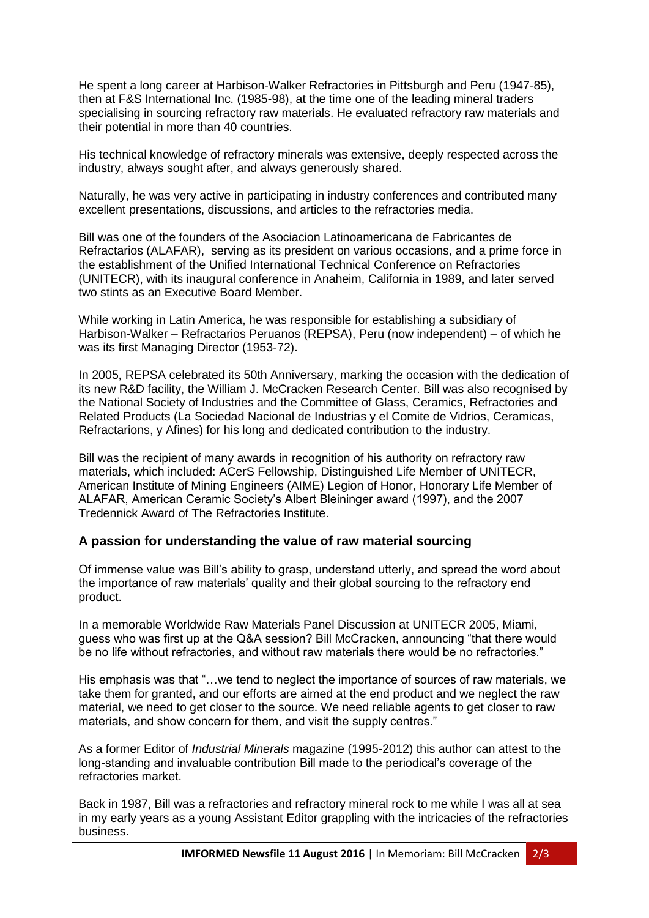He spent a long career at Harbison-Walker Refractories in Pittsburgh and Peru (1947-85), then at F&S International Inc. (1985-98), at the time one of the leading mineral traders specialising in sourcing refractory raw materials. He evaluated refractory raw materials and their potential in more than 40 countries.

His technical knowledge of refractory minerals was extensive, deeply respected across the industry, always sought after, and always generously shared.

Naturally, he was very active in participating in industry conferences and contributed many excellent presentations, discussions, and articles to the refractories media.

Bill was one of the founders of the Asociacion Latinoamericana de Fabricantes de Refractarios (ALAFAR), serving as its president on various occasions, and a prime force in the establishment of the Unified International Technical Conference on Refractories (UNITECR), with its inaugural conference in Anaheim, California in 1989, and later served two stints as an Executive Board Member.

While working in Latin America, he was responsible for establishing a subsidiary of Harbison-Walker – Refractarios Peruanos (REPSA), Peru (now independent) – of which he was its first Managing Director (1953-72).

In 2005, REPSA celebrated its 50th Anniversary, marking the occasion with the dedication of its new R&D facility, the William J. McCracken Research Center. Bill was also recognised by the National Society of Industries and the Committee of Glass, Ceramics, Refractories and Related Products (La Sociedad Nacional de Industrias y el Comite de Vidrios, Ceramicas, Refractarions, y Afines) for his long and dedicated contribution to the industry.

Bill was the recipient of many awards in recognition of his authority on refractory raw materials, which included: ACerS Fellowship, Distinguished Life Member of UNITECR, American Institute of Mining Engineers (AIME) Legion of Honor, Honorary Life Member of ALAFAR, American Ceramic Society's Albert Bleininger award (1997), and the 2007 Tredennick Award of The Refractories Institute.

## A passion for understanding the value of raw material sourcing

Of immense value was Bill's ability to grasp, understand utterly, and spread the word about the importance of raw materials' quality and their global sourcing to the refractory end product.

In a memorable Worldwide Raw Materials Panel Discussion at UNITECR 2005, Miami, guess who was first up at the Q&A session? Bill McCracken, announcing "that there would be no life without refractories, and without raw materials there would be no refractories."

His emphasis was that "…we tend to neglect the importance of sources of raw materials, we take them for granted, and our efforts are aimed at the end product and we neglect the raw material, we need to get closer to the source. We need reliable agents to get closer to raw materials, and show concern for them, and visit the supply centres."

As a former Editor of *Industrial Minerals* magazine (1995-2012) this author can attest to the long-standing and invaluable contribution Bill made to the periodical's coverage of the refractories market.

Back in 1987, Bill was a refractories and refractory mineral rock to me while I was all at sea in my early years as a young Assistant Editor grappling with the intricacies of the refractories business.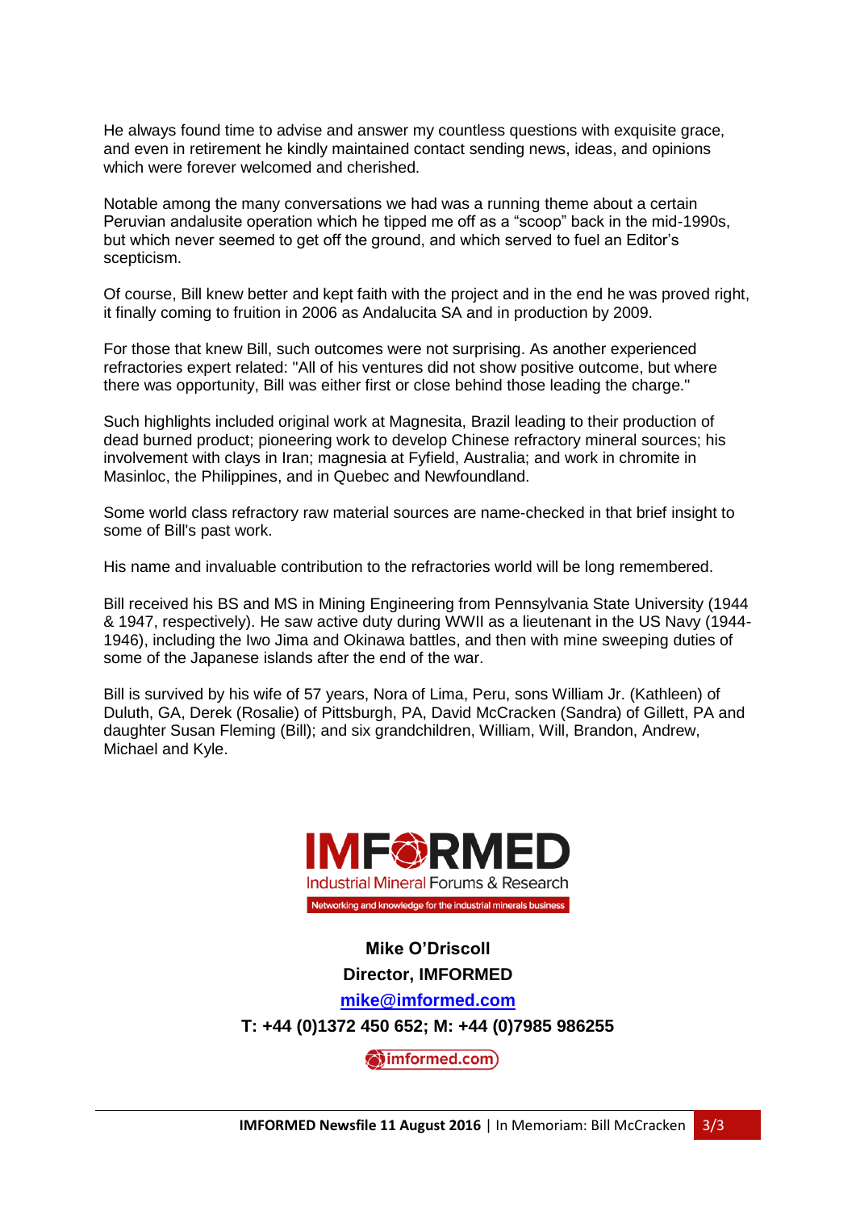He always found time to advise and answer my countless questions with exquisite grace, and even in retirement he kindly maintained contact sending news, ideas, and opinions which were forever welcomed and cherished.

Notable among the many conversations we had was a running theme about a certain Peruvian andalusite operation which he tipped me off as a "scoop" back in the mid-1990s, but which never seemed to get off the ground, and which served to fuel an Editor's scepticism.

Of course, Bill knew better and kept faith with the project and in the end he was proved right, it finally coming to fruition in 2006 as Andalucita SA and in production by 2009.

For those that knew Bill, such outcomes were not surprising. As another experienced refractories expert related: "All of his ventures did not show positive outcome, but where there was opportunity, Bill was either first or close behind those leading the charge."

Such highlights included original work at Magnesita, Brazil leading to their production of dead burned product; pioneering work to develop Chinese refractory mineral sources; his involvement with clays in Iran; magnesia at Fyfield, Australia; and work in chromite in Masinloc, the Philippines, and in Quebec and Newfoundland.

Some world class refractory raw material sources are name-checked in that brief insight to some of Bill's past work.

His name and invaluable contribution to the refractories world will be long remembered.

Bill received his BS and MS in Mining Engineering from Pennsylvania State University (1944 & 1947, respectively). He saw active duty during WWII as a lieutenant in the US Navy (1944-1946), including the Iwo Jima and Okinawa battles, and then with mine sweeping duties of some of the Japanese islands after the end of the war.

Bill is survived by his wife of 57 years, Nora of Lima, Peru, sons William Jr. (Kathleen) of Duluth, GA, Derek (Rosalie) of Pittsburgh, PA, David McCracken (Sandra) of Gillett, PA and daughter Susan Fleming (Bill); and six grandchildren, William, Will, Brandon, Andrew, Michael and Kyle.

IMFORMED
Industrial Mineral Forums & Research
Networking and knowledge for the industrial minerals business

**Mike O'Driscoll**

**Director, IMFORMED**

**mike@imformed.com**

**T: +44 (0)1372 450 652; M: +44 (0)7985 986255**

imformed.com